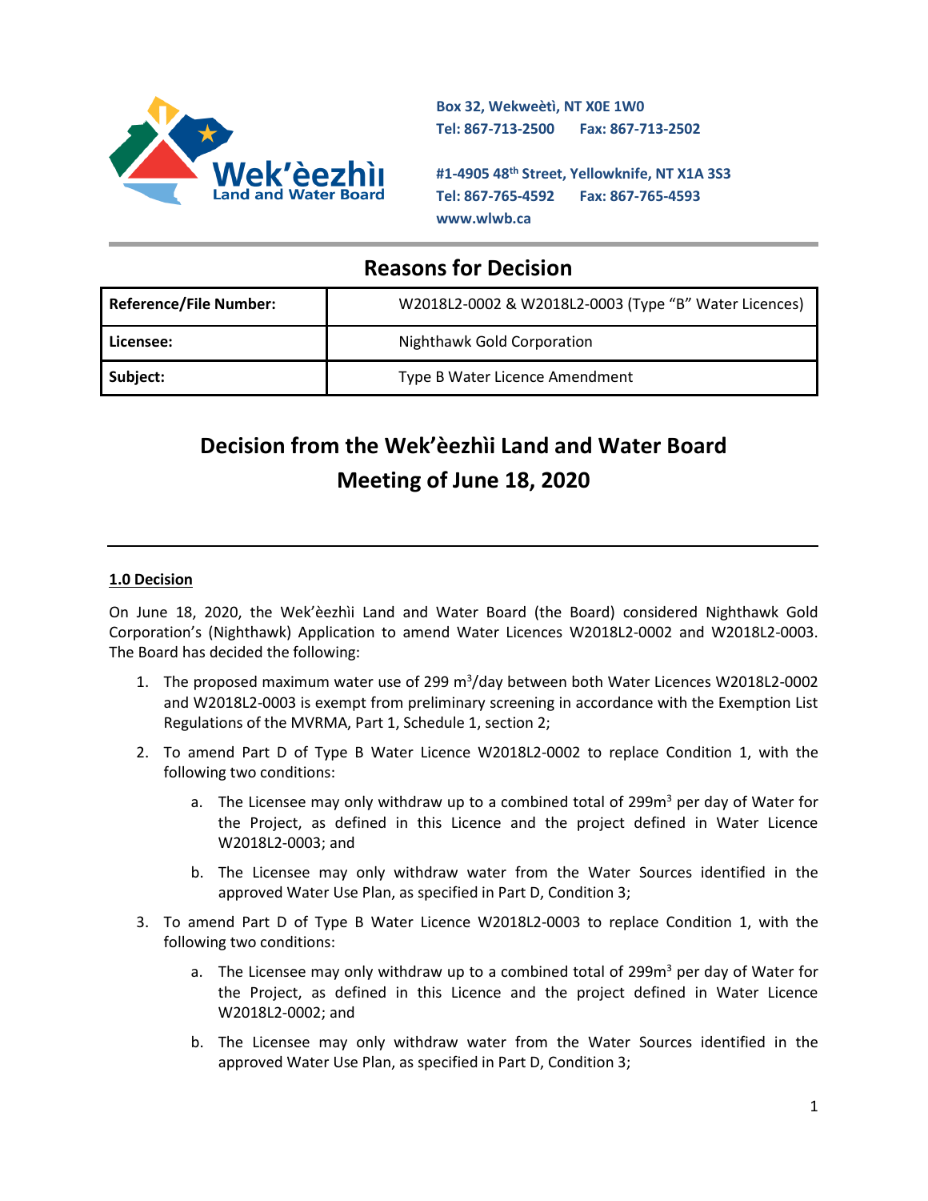Box 32, Wekweètì, NT X0E 1W0
Tel: 867-713-2500 Fax: 867-713-2502

#1-4905 48th Street, Yellowknife, NT X1A 3S3
Tel: 867-765-4592 Fax: 867-765-4593
www.wlwb.ca

# Reasons for Decision

| | |
|---|---|
| **Reference/File Number:** | W2018L2-0002 & W2018L2-0003 (Type "B" Water Licences) |
| **Licensee:** | Nighthawk Gold Corporation |
| **Subject:** | Type B Water Licence Amendment |

# Decision from the Wek'èezhìi Land and Water Board Meeting of June 18, 2020

## 1.0 Decision

On June 18, 2020, the Wek'èezhìi Land and Water Board (the Board) considered Nighthawk Gold Corporation's (Nighthawk) Application to amend Water Licences W2018L2-0002 and W2018L2-0003. The Board has decided the following:

1. The proposed maximum water use of 299 $m^3$/day between both Water Licences W2018L2-0002 and W2018L2-0003 is exempt from preliminary screening in accordance with the Exemption List Regulations of the MVRMA, Part 1, Schedule 1, section 2;

2. To amend Part D of Type B Water Licence W2018L2-0002 to replace Condition 1, with the following two conditions:

   a. The Licensee may only withdraw up to a combined total of 299$m^3$ per day of Water for the Project, as defined in this Licence and the project defined in Water Licence W2018L2-0003; and

   b. The Licensee may only withdraw water from the Water Sources identified in the approved Water Use Plan, as specified in Part D, Condition 3;

3. To amend Part D of Type B Water Licence W2018L2-0003 to replace Condition 1, with the following two conditions:

   a. The Licensee may only withdraw up to a combined total of 299$m^3$ per day of Water for the Project, as defined in this Licence and the project defined in Water Licence W2018L2-0002; and

   b. The Licensee may only withdraw water from the Water Sources identified in the approved Water Use Plan, as specified in Part D, Condition 3;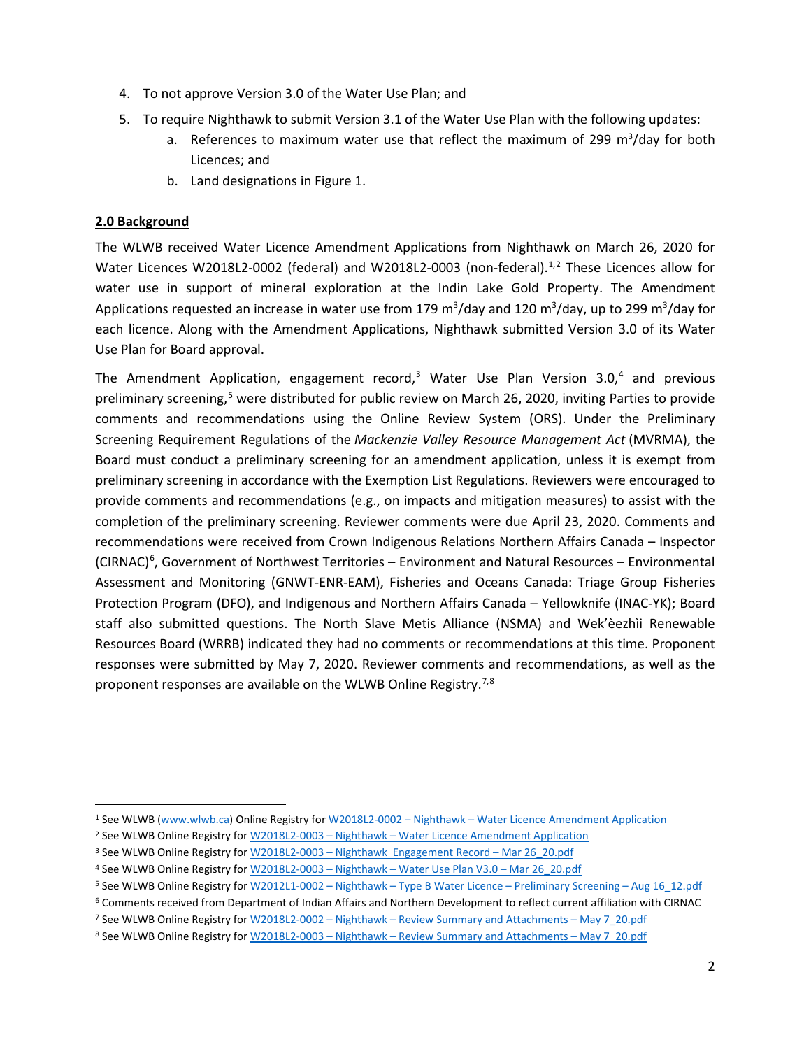4. To not approve Version 3.0 of the Water Use Plan; and
5. To require Nighthawk to submit Version 3.1 of the Water Use Plan with the following updates:
   a. References to maximum water use that reflect the maximum of 299 $m^3$/day for both Licences; and
   b. Land designations in Figure 1.

## 2.0 Background

The WLWB received Water Licence Amendment Applications from Nighthawk on March 26, 2020 for Water Licences W2018L2-0002 (federal) and W2018L2-0003 (non-federal).[1,2] These Licences allow for water use in support of mineral exploration at the Indin Lake Gold Property. The Amendment Applications requested an increase in water use from 179 $m^3$/day and 120 $m^3$/day, up to 299 $m^3$/day for each licence. Along with the Amendment Applications, Nighthawk submitted Version 3.0 of its Water Use Plan for Board approval.

The Amendment Application, engagement record,[3] Water Use Plan Version 3.0,[4] and previous preliminary screening,[5] were distributed for public review on March 26, 2020, inviting Parties to provide comments and recommendations using the Online Review System (ORS). Under the Preliminary Screening Requirement Regulations of the *Mackenzie Valley Resource Management Act* (MVRMA), the Board must conduct a preliminary screening for an amendment application, unless it is exempt from preliminary screening in accordance with the Exemption List Regulations. Reviewers were encouraged to provide comments and recommendations (e.g., on impacts and mitigation measures) to assist with the completion of the preliminary screening. Reviewer comments were due April 23, 2020. Comments and recommendations were received from Crown Indigenous Relations Northern Affairs Canada – Inspector (CIRNAC)[6], Government of Northwest Territories – Environment and Natural Resources – Environmental Assessment and Monitoring (GNWT-ENR-EAM), Fisheries and Oceans Canada: Triage Group Fisheries Protection Program (DFO), and Indigenous and Northern Affairs Canada – Yellowknife (INAC-YK); Board staff also submitted questions. The North Slave Metis Alliance (NSMA) and Wek'èezhìi Renewable Resources Board (WRRB) indicated they had no comments or recommendations at this time. Proponent responses were submitted by May 7, 2020. Reviewer comments and recommendations, as well as the proponent responses are available on the WLWB Online Registry.[7,8]

---

[1] See WLWB (www.wlwb.ca) Online Registry for W2018L2-0002 – Nighthawk – Water Licence Amendment Application

[2] See WLWB Online Registry for W2018L2-0003 – Nighthawk – Water Licence Amendment Application

[3] See WLWB Online Registry for W2018L2-0003 – Nighthawk Engagement Record – Mar 26_20.pdf

[4] See WLWB Online Registry for W2018L2-0003 – Nighthawk – Water Use Plan V3.0 – Mar 26_20.pdf

[5] See WLWB Online Registry for W2012L1-0002 – Nighthawk – Type B Water Licence – Preliminary Screening – Aug 16_12.pdf

[6] Comments received from Department of Indian Affairs and Northern Development to reflect current affiliation with CIRNAC

[7] See WLWB Online Registry for W2018L2-0002 – Nighthawk – Review Summary and Attachments – May 7_20.pdf

[8] See WLWB Online Registry for W2018L2-0003 – Nighthawk – Review Summary and Attachments – May 7_20.pdf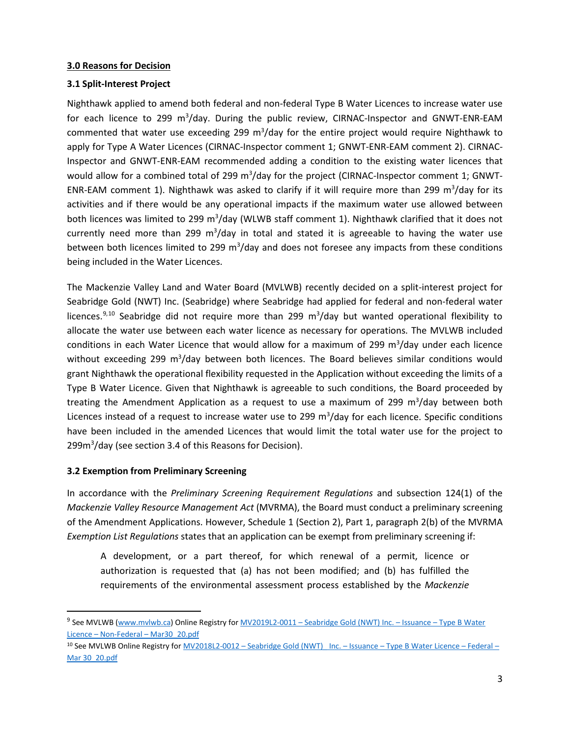## 3.0 Reasons for Decision

### 3.1 Split-Interest Project

Nighthawk applied to amend both federal and non-federal Type B Water Licences to increase water use for each licence to 299 $m^3$/day. During the public review, CIRNAC-Inspector and GNWT-ENR-EAM commented that water use exceeding 299 $m^3$/day for the entire project would require Nighthawk to apply for Type A Water Licences (CIRNAC-Inspector comment 1; GNWT-ENR-EAM comment 2). CIRNAC-Inspector and GNWT-ENR-EAM recommended adding a condition to the existing water licences that would allow for a combined total of 299 $m^3$/day for the project (CIRNAC-Inspector comment 1; GNWT-ENR-EAM comment 1). Nighthawk was asked to clarify if it will require more than 299 $m^3$/day for its activities and if there would be any operational impacts if the maximum water use allowed between both licences was limited to 299 $m^3$/day (WLWB staff comment 1). Nighthawk clarified that it does not currently need more than 299 $m^3$/day in total and stated it is agreeable to having the water use between both licences limited to 299 $m^3$/day and does not foresee any impacts from these conditions being included in the Water Licences.

The Mackenzie Valley Land and Water Board (MVLWB) recently decided on a split-interest project for Seabridge Gold (NWT) Inc. (Seabridge) where Seabridge had applied for federal and non-federal water licences.[9,10] Seabridge did not require more than 299 $m^3$/day but wanted operational flexibility to allocate the water use between each water licence as necessary for operations. The MVLWB included conditions in each Water Licence that would allow for a maximum of 299 $m^3$/day under each licence without exceeding 299 $m^3$/day between both licences. The Board believes similar conditions would grant Nighthawk the operational flexibility requested in the Application without exceeding the limits of a Type B Water Licence. Given that Nighthawk is agreeable to such conditions, the Board proceeded by treating the Amendment Application as a request to use a maximum of 299 $m^3$/day between both Licences instead of a request to increase water use to 299 $m^3$/day for each licence. Specific conditions have been included in the amended Licences that would limit the total water use for the project to 299$m^3$/day (see section 3.4 of this Reasons for Decision).

### 3.2 Exemption from Preliminary Screening

In accordance with the *Preliminary Screening Requirement Regulations* and subsection 124(1) of the *Mackenzie Valley Resource Management Act* (MVRMA), the Board must conduct a preliminary screening of the Amendment Applications. However, Schedule 1 (Section 2), Part 1, paragraph 2(b) of the MVRMA *Exemption List Regulations* states that an application can be exempt from preliminary screening if:

> A development, or a part thereof, for which renewal of a permit, licence or authorization is requested that (a) has not been modified; and (b) has fulfilled the requirements of the environmental assessment process established by the *Mackenzie*

---

[9] See MVLWB (www.mvlwb.ca) Online Registry for MV2019L2-0011 – Seabridge Gold (NWT) Inc. – Issuance – Type B Water Licence – Non-Federal – Mar30_20.pdf

[10] See MVLWB Online Registry for MV2018L2-0012 – Seabridge Gold (NWT) Inc. – Issuance – Type B Water Licence – Federal – Mar 30_20.pdf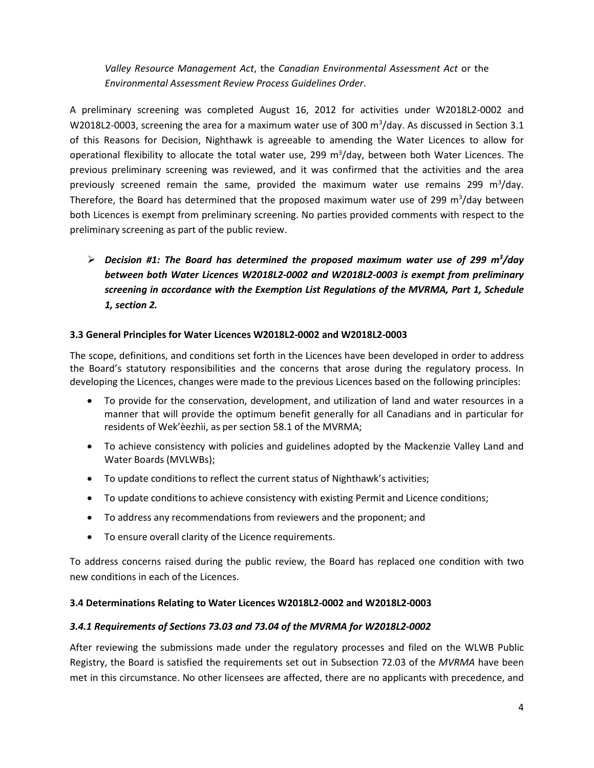*Valley Resource Management Act*, the *Canadian Environmental Assessment Act* or the *Environmental Assessment Review Process Guidelines Order*.

A preliminary screening was completed August 16, 2012 for activities under W2018L2-0002 and W2018L2-0003, screening the area for a maximum water use of 300 $m^3$/day. As discussed in Section 3.1 of this Reasons for Decision, Nighthawk is agreeable to amending the Water Licences to allow for operational flexibility to allocate the total water use, 299 $m^3$/day, between both Water Licences. The previous preliminary screening was reviewed, and it was confirmed that the activities and the area previously screened remain the same, provided the maximum water use remains 299 $m^3$/day. Therefore, the Board has determined that the proposed maximum water use of 299 $m^3$/day between both Licences is exempt from preliminary screening. No parties provided comments with respect to the preliminary screening as part of the public review.

- ***Decision #1: The Board has determined the proposed maximum water use of 299 $m^3$/day between both Water Licences W2018L2-0002 and W2018L2-0003 is exempt from preliminary screening in accordance with the Exemption List Regulations of the MVRMA, Part 1, Schedule 1, section 2.***

**3.3 General Principles for Water Licences W2018L2-0002 and W2018L2-0003**

The scope, definitions, and conditions set forth in the Licences have been developed in order to address the Board's statutory responsibilities and the concerns that arose during the regulatory process. In developing the Licences, changes were made to the previous Licences based on the following principles:

- To provide for the conservation, development, and utilization of land and water resources in a manner that will provide the optimum benefit generally for all Canadians and in particular for residents of Wek'èezhìi, as per section 58.1 of the MVRMA;
- To achieve consistency with policies and guidelines adopted by the Mackenzie Valley Land and Water Boards (MVLWBs);
- To update conditions to reflect the current status of Nighthawk's activities;
- To update conditions to achieve consistency with existing Permit and Licence conditions;
- To address any recommendations from reviewers and the proponent; and
- To ensure overall clarity of the Licence requirements.

To address concerns raised during the public review, the Board has replaced one condition with two new conditions in each of the Licences.

**3.4 Determinations Relating to Water Licences W2018L2-0002 and W2018L2-0003**

***3.4.1 Requirements of Sections 73.03 and 73.04 of the MVRMA for W2018L2-0002***

After reviewing the submissions made under the regulatory processes and filed on the WLWB Public Registry, the Board is satisfied the requirements set out in Subsection 72.03 of the *MVRMA* have been met in this circumstance. No other licensees are affected, there are no applicants with precedence, and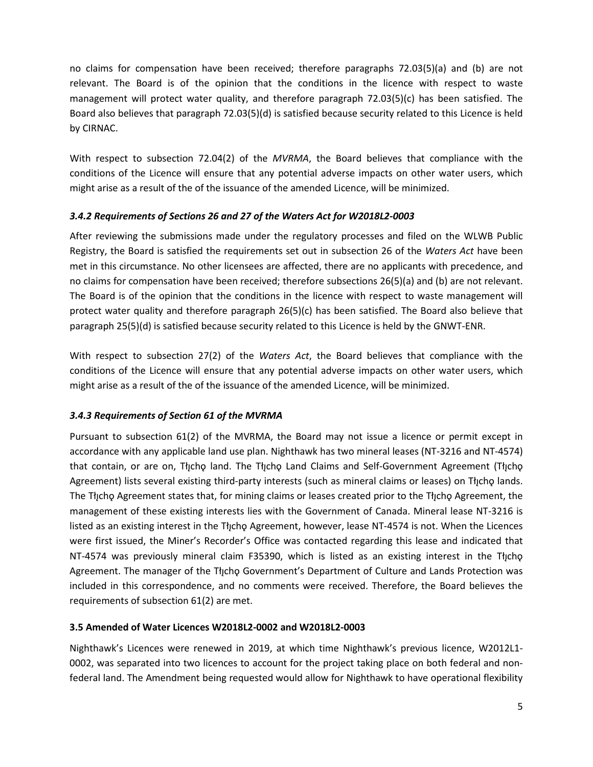no claims for compensation have been received; therefore paragraphs 72.03(5)(a) and (b) are not relevant. The Board is of the opinion that the conditions in the licence with respect to waste management will protect water quality, and therefore paragraph 72.03(5)(c) has been satisfied. The Board also believes that paragraph 72.03(5)(d) is satisfied because security related to this Licence is held by CIRNAC.

With respect to subsection 72.04(2) of the *MVRMA*, the Board believes that compliance with the conditions of the Licence will ensure that any potential adverse impacts on other water users, which might arise as a result of the of the issuance of the amended Licence, will be minimized.

### *3.4.2 Requirements of Sections 26 and 27 of the Waters Act for W2018L2-0003*

After reviewing the submissions made under the regulatory processes and filed on the WLWB Public Registry, the Board is satisfied the requirements set out in subsection 26 of the *Waters Act* have been met in this circumstance. No other licensees are affected, there are no applicants with precedence, and no claims for compensation have been received; therefore subsections 26(5)(a) and (b) are not relevant. The Board is of the opinion that the conditions in the licence with respect to waste management will protect water quality and therefore paragraph 26(5)(c) has been satisfied. The Board also believe that paragraph 25(5)(d) is satisfied because security related to this Licence is held by the GNWT-ENR.

With respect to subsection 27(2) of the *Waters Act*, the Board believes that compliance with the conditions of the Licence will ensure that any potential adverse impacts on other water users, which might arise as a result of the of the issuance of the amended Licence, will be minimized.

### *3.4.3 Requirements of Section 61 of the MVRMA*

Pursuant to subsection 61(2) of the MVRMA, the Board may not issue a licence or permit except in accordance with any applicable land use plan. Nighthawk has two mineral leases (NT-3216 and NT-4574) that contain, or are on, Tłı̨chǫ land. The Tłı̨chǫ Land Claims and Self-Government Agreement (Tłı̨chǫ Agreement) lists several existing third-party interests (such as mineral claims or leases) on Tłı̨chǫ lands. The Tłı̨chǫ Agreement states that, for mining claims or leases created prior to the Tłı̨chǫ Agreement, the management of these existing interests lies with the Government of Canada. Mineral lease NT-3216 is listed as an existing interest in the Tłı̨chǫ Agreement, however, lease NT-4574 is not. When the Licences were first issued, the Miner's Recorder's Office was contacted regarding this lease and indicated that NT-4574 was previously mineral claim F35390, which is listed as an existing interest in the Tłı̨chǫ Agreement. The manager of the Tłı̨chǫ Government's Department of Culture and Lands Protection was included in this correspondence, and no comments were received. Therefore, the Board believes the requirements of subsection 61(2) are met.

### **3.5 Amended of Water Licences W2018L2-0002 and W2018L2-0003**

Nighthawk's Licences were renewed in 2019, at which time Nighthawk's previous licence, W2012L1-0002, was separated into two licences to account for the project taking place on both federal and non-federal land. The Amendment being requested would allow for Nighthawk to have operational flexibility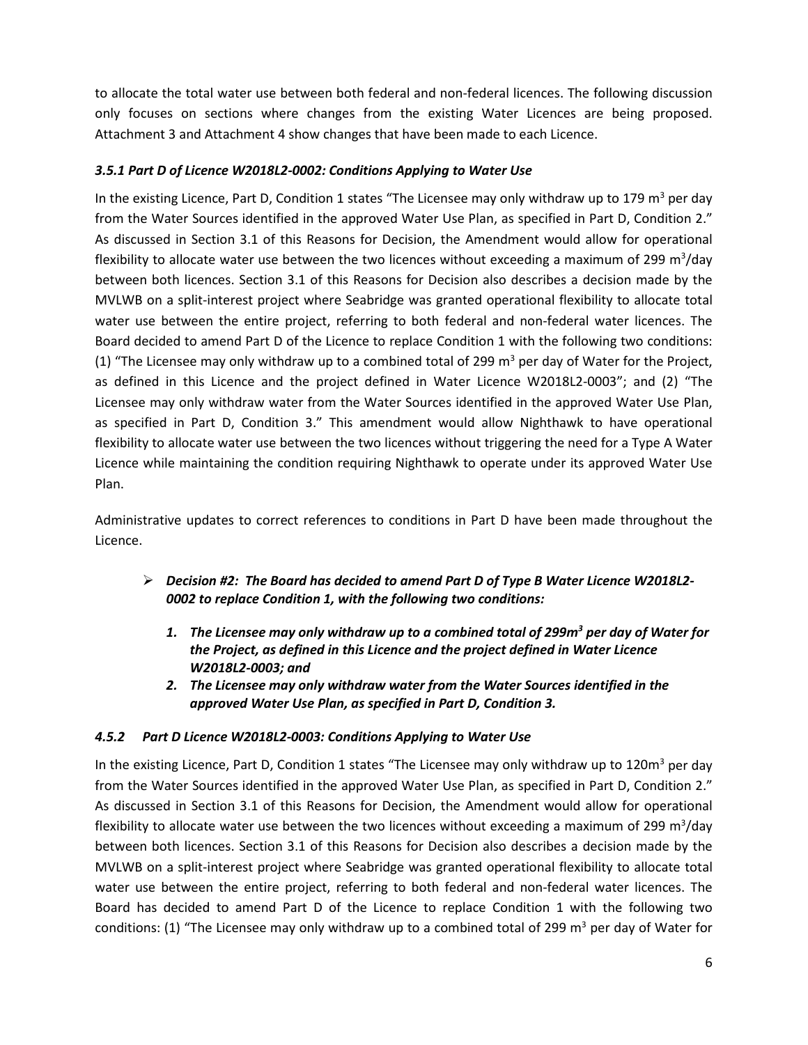to allocate the total water use between both federal and non-federal licences. The following discussion only focuses on sections where changes from the existing Water Licences are being proposed. Attachment 3 and Attachment 4 show changes that have been made to each Licence.

### *3.5.1 Part D of Licence W2018L2-0002: Conditions Applying to Water Use*

In the existing Licence, Part D, Condition 1 states "The Licensee may only withdraw up to 179 $m^3$ per day from the Water Sources identified in the approved Water Use Plan, as specified in Part D, Condition 2." As discussed in Section 3.1 of this Reasons for Decision, the Amendment would allow for operational flexibility to allocate water use between the two licences without exceeding a maximum of 299 $m^3$/day between both licences. Section 3.1 of this Reasons for Decision also describes a decision made by the MVLWB on a split-interest project where Seabridge was granted operational flexibility to allocate total water use between the entire project, referring to both federal and non-federal water licences. The Board decided to amend Part D of the Licence to replace Condition 1 with the following two conditions: (1) "The Licensee may only withdraw up to a combined total of 299 $m^3$ per day of Water for the Project, as defined in this Licence and the project defined in Water Licence W2018L2-0003"; and (2) "The Licensee may only withdraw water from the Water Sources identified in the approved Water Use Plan, as specified in Part D, Condition 3." This amendment would allow Nighthawk to have operational flexibility to allocate water use between the two licences without triggering the need for a Type A Water Licence while maintaining the condition requiring Nighthawk to operate under its approved Water Use Plan.

Administrative updates to correct references to conditions in Part D have been made throughout the Licence.

- ***Decision #2: The Board has decided to amend Part D of Type B Water Licence W2018L2-0002 to replace Condition 1, with the following two conditions:***
  1. ***The Licensee may only withdraw up to a combined total of 299m³ per day of Water for the Project, as defined in this Licence and the project defined in Water Licence W2018L2-0003; and***
  2. ***The Licensee may only withdraw water from the Water Sources identified in the approved Water Use Plan, as specified in Part D, Condition 3.***

### *4.5.2 Part D Licence W2018L2-0003: Conditions Applying to Water Use*

In the existing Licence, Part D, Condition 1 states "The Licensee may only withdraw up to 120$m^3$ per day from the Water Sources identified in the approved Water Use Plan, as specified in Part D, Condition 2." As discussed in Section 3.1 of this Reasons for Decision, the Amendment would allow for operational flexibility to allocate water use between the two licences without exceeding a maximum of 299 $m^3$/day between both licences. Section 3.1 of this Reasons for Decision also describes a decision made by the MVLWB on a split-interest project where Seabridge was granted operational flexibility to allocate total water use between the entire project, referring to both federal and non-federal water licences. The Board has decided to amend Part D of the Licence to replace Condition 1 with the following two conditions: (1) "The Licensee may only withdraw up to a combined total of 299 $m^3$ per day of Water for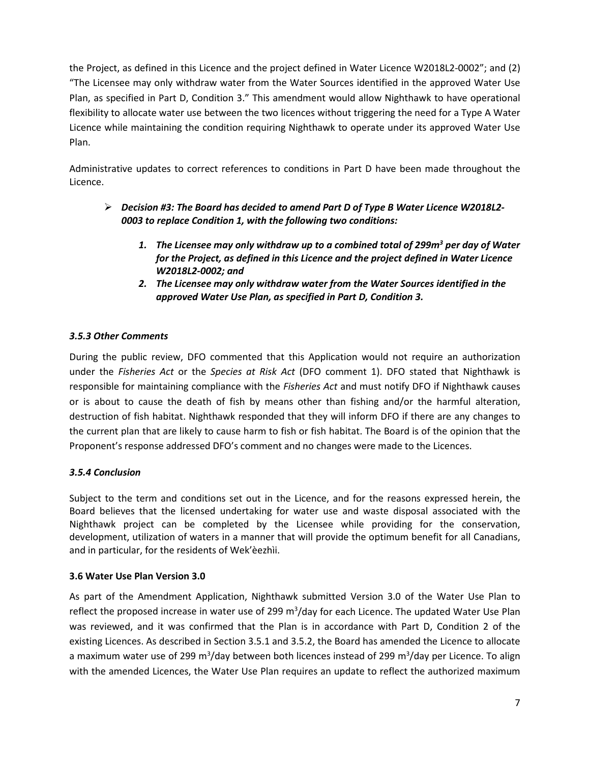the Project, as defined in this Licence and the project defined in Water Licence W2018L2-0002"; and (2) "The Licensee may only withdraw water from the Water Sources identified in the approved Water Use Plan, as specified in Part D, Condition 3." This amendment would allow Nighthawk to have operational flexibility to allocate water use between the two licences without triggering the need for a Type A Water Licence while maintaining the condition requiring Nighthawk to operate under its approved Water Use Plan.

Administrative updates to correct references to conditions in Part D have been made throughout the Licence.

- ***Decision #3: The Board has decided to amend Part D of Type B Water Licence W2018L2-0003 to replace Condition 1, with the following two conditions:***

    1. ***The Licensee may only withdraw up to a combined total of 299m$^3$ per day of Water for the Project, as defined in this Licence and the project defined in Water Licence W2018L2-0002; and***
    2. ***The Licensee may only withdraw water from the Water Sources identified in the approved Water Use Plan, as specified in Part D, Condition 3.***

### *3.5.3 Other Comments*

During the public review, DFO commented that this Application would not require an authorization under the *Fisheries Act* or the *Species at Risk Act* (DFO comment 1). DFO stated that Nighthawk is responsible for maintaining compliance with the *Fisheries Act* and must notify DFO if Nighthawk causes or is about to cause the death of fish by means other than fishing and/or the harmful alteration, destruction of fish habitat. Nighthawk responded that they will inform DFO if there are any changes to the current plan that are likely to cause harm to fish or fish habitat. The Board is of the opinion that the Proponent's response addressed DFO's comment and no changes were made to the Licences.

### *3.5.4 Conclusion*

Subject to the term and conditions set out in the Licence, and for the reasons expressed herein, the Board believes that the licensed undertaking for water use and waste disposal associated with the Nighthawk project can be completed by the Licensee while providing for the conservation, development, utilization of waters in a manner that will provide the optimum benefit for all Canadians, and in particular, for the residents of Wek'èezhìi.

### **3.6 Water Use Plan Version 3.0**

As part of the Amendment Application, Nighthawk submitted Version 3.0 of the Water Use Plan to reflect the proposed increase in water use of 299 m$^3$/day for each Licence. The updated Water Use Plan was reviewed, and it was confirmed that the Plan is in accordance with Part D, Condition 2 of the existing Licences. As described in Section 3.5.1 and 3.5.2, the Board has amended the Licence to allocate a maximum water use of 299 m$^3$/day between both licences instead of 299 m$^3$/day per Licence. To align with the amended Licences, the Water Use Plan requires an update to reflect the authorized maximum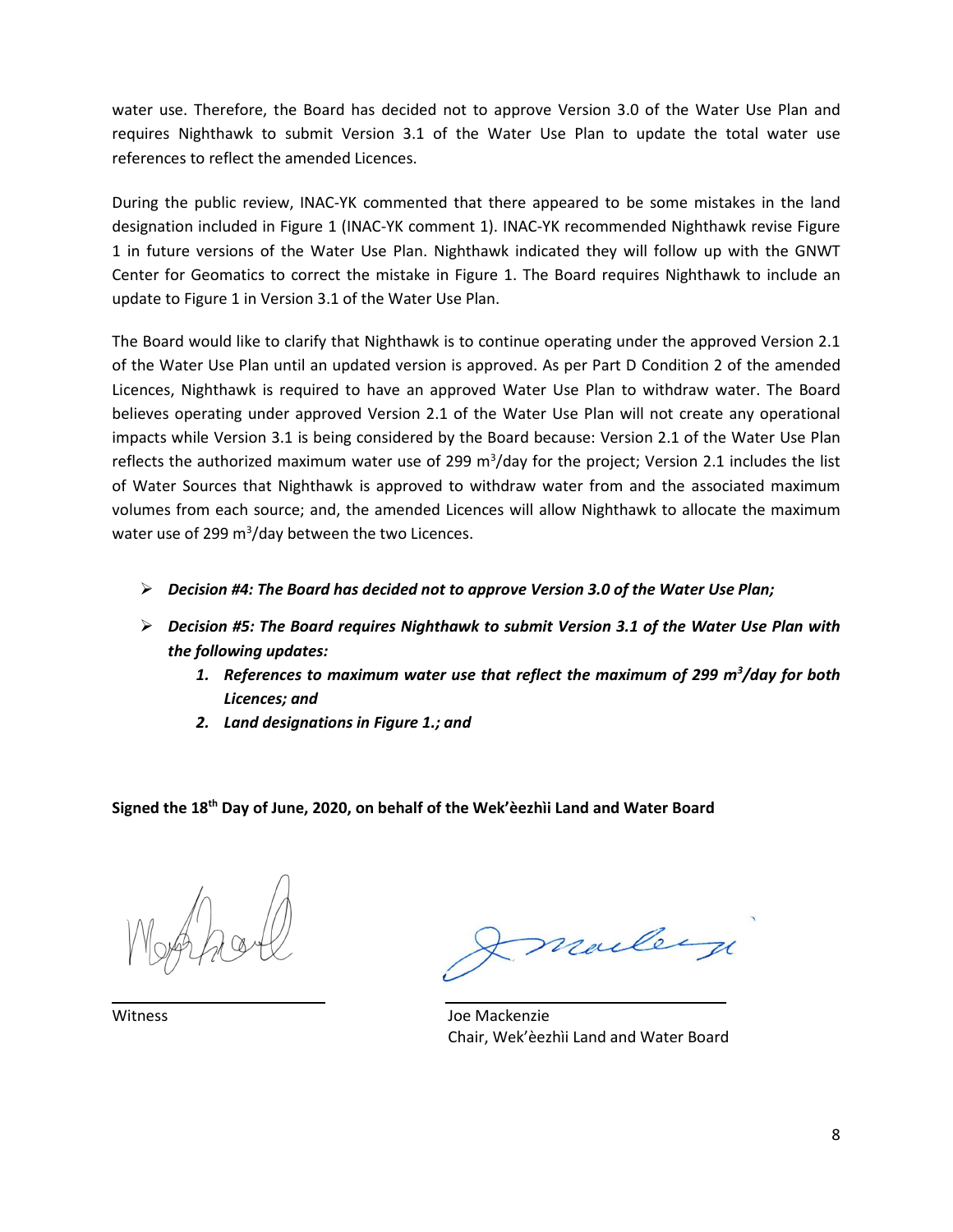water use. Therefore, the Board has decided not to approve Version 3.0 of the Water Use Plan and requires Nighthawk to submit Version 3.1 of the Water Use Plan to update the total water use references to reflect the amended Licences.

During the public review, INAC-YK commented that there appeared to be some mistakes in the land designation included in Figure 1 (INAC-YK comment 1). INAC-YK recommended Nighthawk revise Figure 1 in future versions of the Water Use Plan. Nighthawk indicated they will follow up with the GNWT Center for Geomatics to correct the mistake in Figure 1. The Board requires Nighthawk to include an update to Figure 1 in Version 3.1 of the Water Use Plan.

The Board would like to clarify that Nighthawk is to continue operating under the approved Version 2.1 of the Water Use Plan until an updated version is approved. As per Part D Condition 2 of the amended Licences, Nighthawk is required to have an approved Water Use Plan to withdraw water. The Board believes operating under approved Version 2.1 of the Water Use Plan will not create any operational impacts while Version 3.1 is being considered by the Board because: Version 2.1 of the Water Use Plan reflects the authorized maximum water use of 299 $m^3$/day for the project; Version 2.1 includes the list of Water Sources that Nighthawk is approved to withdraw water from and the associated maximum volumes from each source; and, the amended Licences will allow Nighthawk to allocate the maximum water use of 299 $m^3$/day between the two Licences.

- ***Decision #4: The Board has decided not to approve Version 3.0 of the Water Use Plan;***
- ***Decision #5: The Board requires Nighthawk to submit Version 3.1 of the Water Use Plan with the following updates:***
    1. ***References to maximum water use that reflect the maximum of 299 $m^3$/day for both Licences; and***
    2. ***Land designations in Figure 1.; and***

**Signed the 18th Day of June, 2020, on behalf of the Wek'èezhìi Land and Water Board**

Witness

Joe Mackenzie
Chair, Wek'èezhìi Land and Water Board